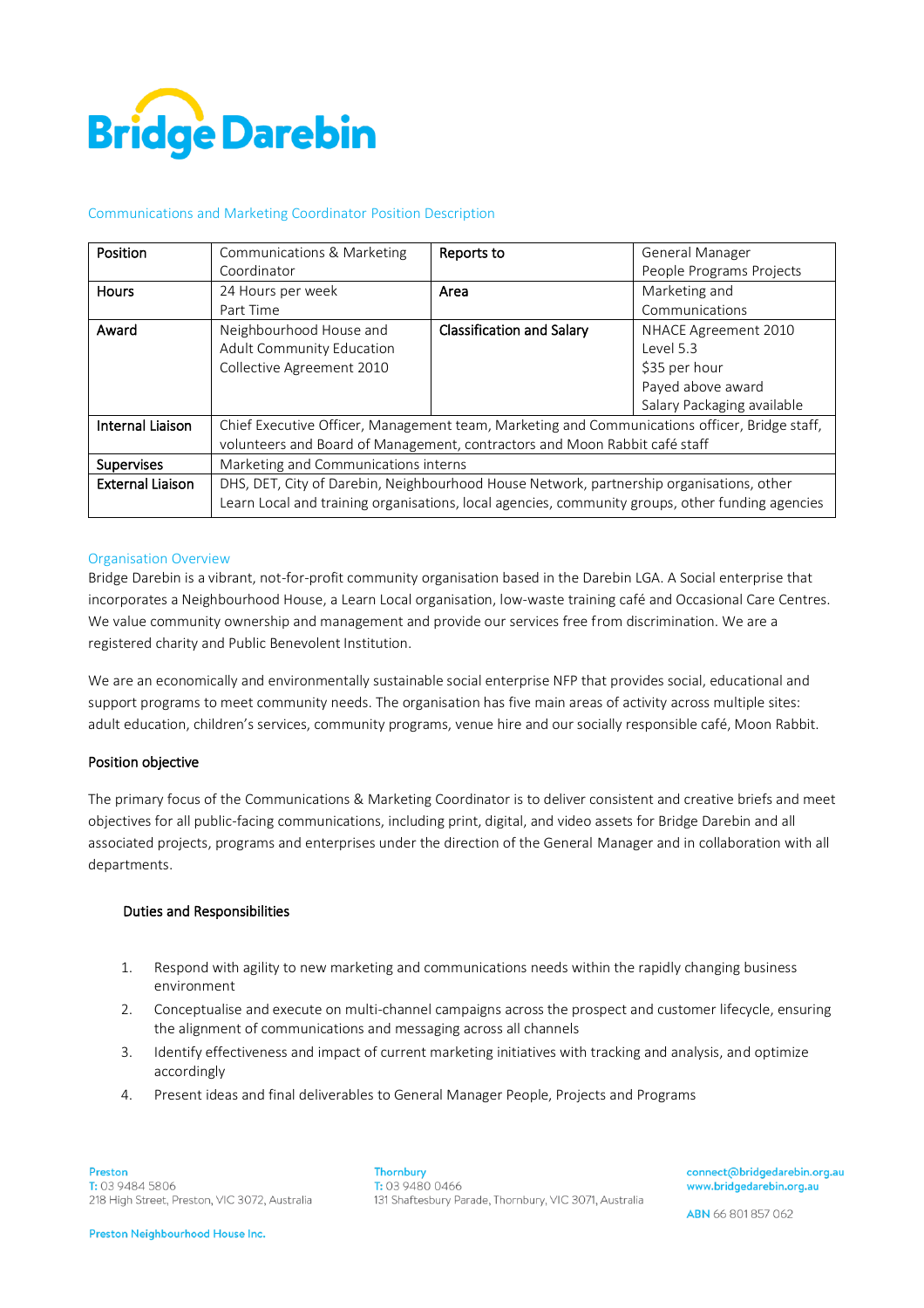Bridge Darebin

Communications and Marketing Coordinator Position Description

| Position | Communications & Marketing Coordinator | Reports to | General Manager People Programs Projects |
|---|---|---|---|
| Hours | 24 Hours per week Part Time | Area | Marketing and Communications |
| Award | Neighbourhood House and Adult Community Education Collective Agreement 2010 | Classification and Salary | NHACE Agreement 2010 Level 5.3 $35 per hour Payed above award Salary Packaging available |
| Internal Liaison | Chief Executive Officer, Management team, Marketing and Communications officer, Bridge staff, volunteers and Board of Management, contractors and Moon Rabbit café staff | | |
| Supervises | Marketing and Communications interns | | |
| External Liaison | DHS, DET, City of Darebin, Neighbourhood House Network, partnership organisations, other Learn Local and training organisations, local agencies, community groups, other funding agencies | | |

## Organisation Overview

Bridge Darebin is a vibrant, not-for-profit community organisation based in the Darebin LGA. A Social enterprise that incorporates a Neighbourhood House, a Learn Local organisation, low-waste training café and Occasional Care Centres. We value community ownership and management and provide our services free from discrimination. We are a registered charity and Public Benevolent Institution.

We are an economically and environmentally sustainable social enterprise NFP that provides social, educational and support programs to meet community needs. The organisation has five main areas of activity across multiple sites: adult education, children's services, community programs, venue hire and our socially responsible café, Moon Rabbit.

### Position objective

The primary focus of the Communications & Marketing Coordinator is to deliver consistent and creative briefs and meet objectives for all public-facing communications, including print, digital, and video assets for Bridge Darebin and all associated projects, programs and enterprises under the direction of the General Manager and in collaboration with all departments.

### Duties and Responsibilities

1. Respond with agility to new marketing and communications needs within the rapidly changing business environment
2. Conceptualise and execute on multi-channel campaigns across the prospect and customer lifecycle, ensuring the alignment of communications and messaging across all channels
3. Identify effectiveness and impact of current marketing initiatives with tracking and analysis, and optimize accordingly
4. Present ideas and final deliverables to General Manager People, Projects and Programs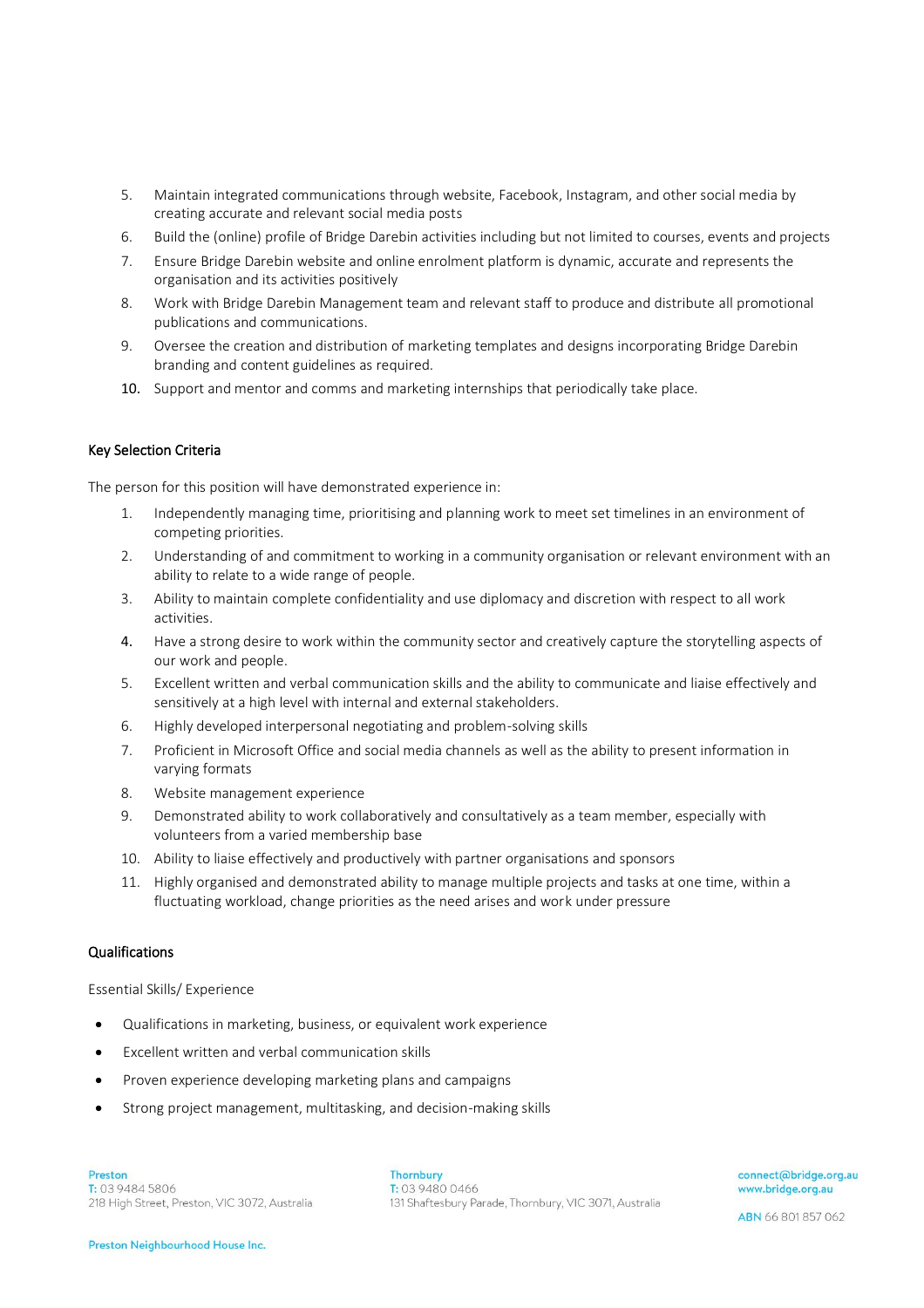5. Maintain integrated communications through website, Facebook, Instagram, and other social media by creating accurate and relevant social media posts
6. Build the (online) profile of Bridge Darebin activities including but not limited to courses, events and projects
7. Ensure Bridge Darebin website and online enrolment platform is dynamic, accurate and represents the organisation and its activities positively
8. Work with Bridge Darebin Management team and relevant staff to produce and distribute all promotional publications and communications.
9. Oversee the creation and distribution of marketing templates and designs incorporating Bridge Darebin branding and content guidelines as required.
10. Support and mentor and comms and marketing internships that periodically take place.

### Key Selection Criteria

The person for this position will have demonstrated experience in:

1. Independently managing time, prioritising and planning work to meet set timelines in an environment of competing priorities.
2. Understanding of and commitment to working in a community organisation or relevant environment with an ability to relate to a wide range of people.
3. Ability to maintain complete confidentiality and use diplomacy and discretion with respect to all work activities.
4. Have a strong desire to work within the community sector and creatively capture the storytelling aspects of our work and people.
5. Excellent written and verbal communication skills and the ability to communicate and liaise effectively and sensitively at a high level with internal and external stakeholders.
6. Highly developed interpersonal negotiating and problem-solving skills
7. Proficient in Microsoft Office and social media channels as well as the ability to present information in varying formats
8. Website management experience
9. Demonstrated ability to work collaboratively and consultatively as a team member, especially with volunteers from a varied membership base
10. Ability to liaise effectively and productively with partner organisations and sponsors
11. Highly organised and demonstrated ability to manage multiple projects and tasks at one time, within a fluctuating workload, change priorities as the need arises and work under pressure

### Qualifications

Essential Skills/ Experience

- Qualifications in marketing, business, or equivalent work experience
- Excellent written and verbal communication skills
- Proven experience developing marketing plans and campaigns
- Strong project management, multitasking, and decision-making skills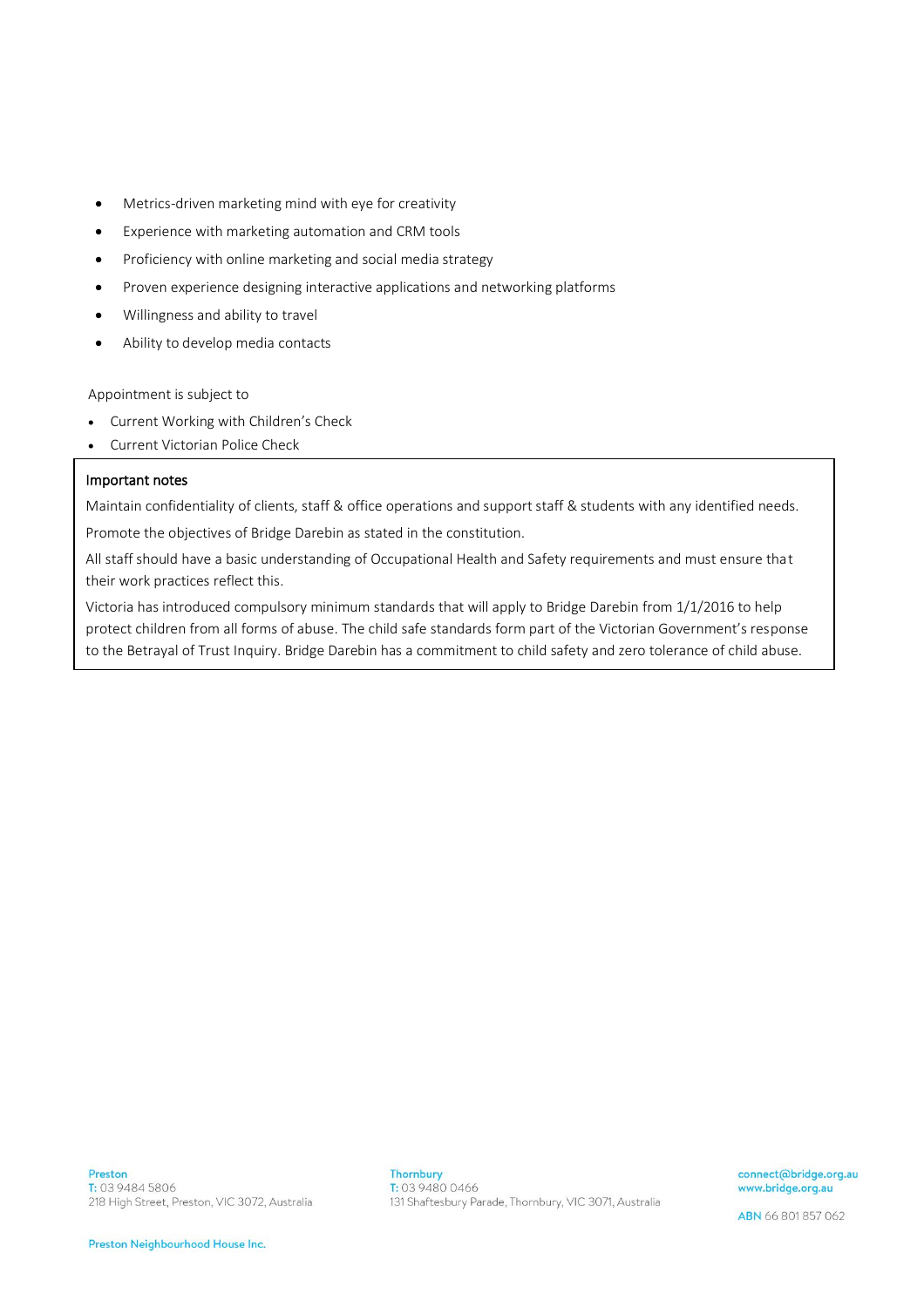- Metrics-driven marketing mind with eye for creativity
- Experience with marketing automation and CRM tools
- Proficiency with online marketing and social media strategy
- Proven experience designing interactive applications and networking platforms
- Willingness and ability to travel
- Ability to develop media contacts

Appointment is subject to

- Current Working with Children's Check
- Current Victorian Police Check

**Important notes**

Maintain confidentiality of clients, staff & office operations and support staff & students with any identified needs.

Promote the objectives of Bridge Darebin as stated in the constitution.

All staff should have a basic understanding of Occupational Health and Safety requirements and must ensure that their work practices reflect this.

Victoria has introduced compulsory minimum standards that will apply to Bridge Darebin from 1/1/2016 to help protect children from all forms of abuse. The child safe standards form part of the Victorian Government's response to the Betrayal of Trust Inquiry. Bridge Darebin has a commitment to child safety and zero tolerance of child abuse.